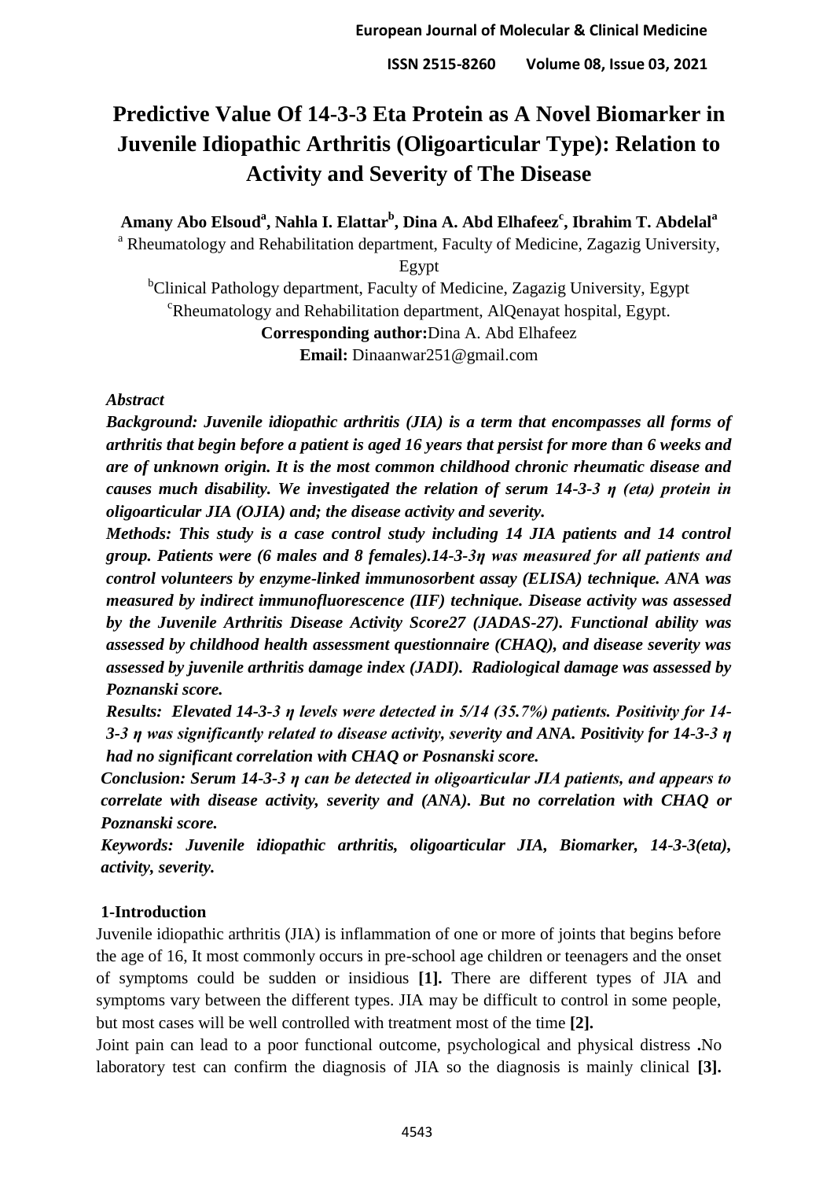# Predictive Value Of 14-3-3 Eta Protein as A Novel Biomarker in Juvenile Idiopathic Arthritis (Oligoarticular Type): Relation to Activity and Severity of The Disease

**Amany Abo Elsoud[a], Nahla I. Elattar[b], Dina A. Abd Elhafeez[c], Ibrahim T. Abdelal[a]**

[a] Rheumatology and Rehabilitation department, Faculty of Medicine, Zagazig University, Egypt

[b]Clinical Pathology department, Faculty of Medicine, Zagazig University, Egypt

[c]Rheumatology and Rehabilitation department, AlQenayat hospital, Egypt.

**Corresponding author:**Dina A. Abd Elhafeez

**Email:** Dinaanwar251@gmail.com

***Abstract***

***Background: Juvenile idiopathic arthritis (JIA) is a term that encompasses all forms of arthritis that begin before a patient is aged 16 years that persist for more than 6 weeks and are of unknown origin. It is the most common childhood chronic rheumatic disease and causes much disability. We investigated the relation of serum 14-3-3 η (eta) protein in oligoarticular JIA (OJIA) and; the disease activity and severity.***

***Methods: This study is a case control study including 14 JIA patients and 14 control group. Patients were (6 males and 8 females).14-3-3η was measured for all patients and control volunteers by enzyme-linked immunosorbent assay (ELISA) technique. ANA was measured by indirect immunofluorescence (IIF) technique. Disease activity was assessed by the Juvenile Arthritis Disease Activity Score27 (JADAS-27). Functional ability was assessed by childhood health assessment questionnaire (CHAQ), and disease severity was assessed by juvenile arthritis damage index (JADI). Radiological damage was assessed by Poznanski score.***

***Results: Elevated 14-3-3 η levels were detected in 5/14 (35.7%) patients. Positivity for 14-3-3 η was significantly related to disease activity, severity and ANA. Positivity for 14-3-3 η had no significant correlation with CHAQ or Posnanski score.***

***Conclusion: Serum 14-3-3 η can be detected in oligoarticular JIA patients, and appears to correlate with disease activity, severity and (ANA). But no correlation with CHAQ or Poznanski score.***

***Keywords: Juvenile idiopathic arthritis, oligoarticular JIA, Biomarker, 14-3-3(eta), activity, severity.***

## 1-Introduction

Juvenile idiopathic arthritis (JIA) is inflammation of one or more of joints that begins before the age of 16, It most commonly occurs in pre-school age children or teenagers and the onset of symptoms could be sudden or insidious **[1].** There are different types of JIA and symptoms vary between the different types. JIA may be difficult to control in some people, but most cases will be well controlled with treatment most of the time **[2].**

Joint pain can lead to a poor functional outcome, psychological and physical distress **.**No laboratory test can confirm the diagnosis of JIA so the diagnosis is mainly clinical **[3].**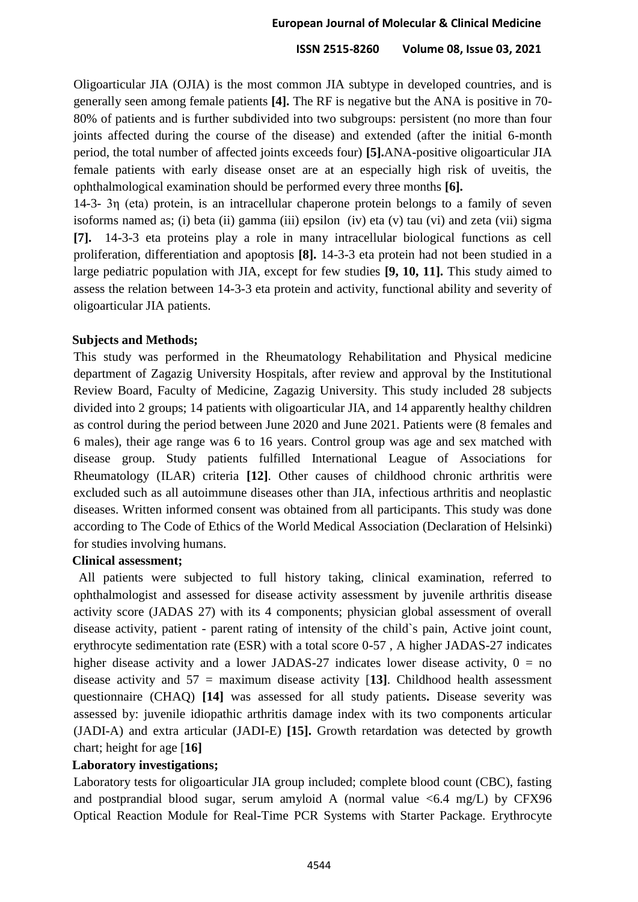Oligoarticular JIA (OJIA) is the most common JIA subtype in developed countries, and is generally seen among female patients **[4].** The RF is negative but the ANA is positive in 70-80% of patients and is further subdivided into two subgroups: persistent (no more than four joints affected during the course of the disease) and extended (after the initial 6-month period, the total number of affected joints exceeds four) **[5].** ANA-positive oligoarticular JIA female patients with early disease onset are at an especially high risk of uveitis, the ophthalmological examination should be performed every three months **[6].**

14-3- 3η (eta) protein, is an intracellular chaperone protein belongs to a family of seven isoforms named as; (i) beta (ii) gamma (iii) epsilon (iv) eta (v) tau (vi) and zeta (vii) sigma **[7].** 14-3-3 eta proteins play a role in many intracellular biological functions as cell proliferation, differentiation and apoptosis **[8].** 14-3-3 eta protein had not been studied in a large pediatric population with JIA, except for few studies **[9, 10, 11].** This study aimed to assess the relation between 14-3-3 eta protein and activity, functional ability and severity of oligoarticular JIA patients.

## Subjects and Methods;

This study was performed in the Rheumatology Rehabilitation and Physical medicine department of Zagazig University Hospitals, after review and approval by the Institutional Review Board, Faculty of Medicine, Zagazig University. This study included 28 subjects divided into 2 groups; 14 patients with oligoarticular JIA, and 14 apparently healthy children as control during the period between June 2020 and June 2021. Patients were (8 females and 6 males), their age range was 6 to 16 years. Control group was age and sex matched with disease group. Study patients fulfilled International League of Associations for Rheumatology (ILAR) criteria **[12]**. Other causes of childhood chronic arthritis were excluded such as all autoimmune diseases other than JIA, infectious arthritis and neoplastic diseases. Written informed consent was obtained from all participants. This study was done according to The Code of Ethics of the World Medical Association (Declaration of Helsinki) for studies involving humans.

### Clinical assessment;

All patients were subjected to full history taking, clinical examination, referred to ophthalmologist and assessed for disease activity assessment by juvenile arthritis disease activity score (JADAS 27) with its 4 components; physician global assessment of overall disease activity, patient - parent rating of intensity of the child`s pain, Active joint count, erythrocyte sedimentation rate (ESR) with a total score 0-57 , A higher JADAS-27 indicates higher disease activity and a lower JADAS-27 indicates lower disease activity, 0 = no disease activity and 57 = maximum disease activity [**13]**. Childhood health assessment questionnaire (CHAQ) **[14]** was assessed for all study patients**.** Disease severity was assessed by: juvenile idiopathic arthritis damage index with its two components articular (JADI-A) and extra articular (JADI-E) **[15].** Growth retardation was detected by growth chart; height for age [**16]**

### Laboratory investigations;

Laboratory tests for oligoarticular JIA group included; complete blood count (CBC), fasting and postprandial blood sugar, serum amyloid A (normal value <6.4 mg/L) by CFX96 Optical Reaction Module for Real-Time PCR Systems with Starter Package. Erythrocyte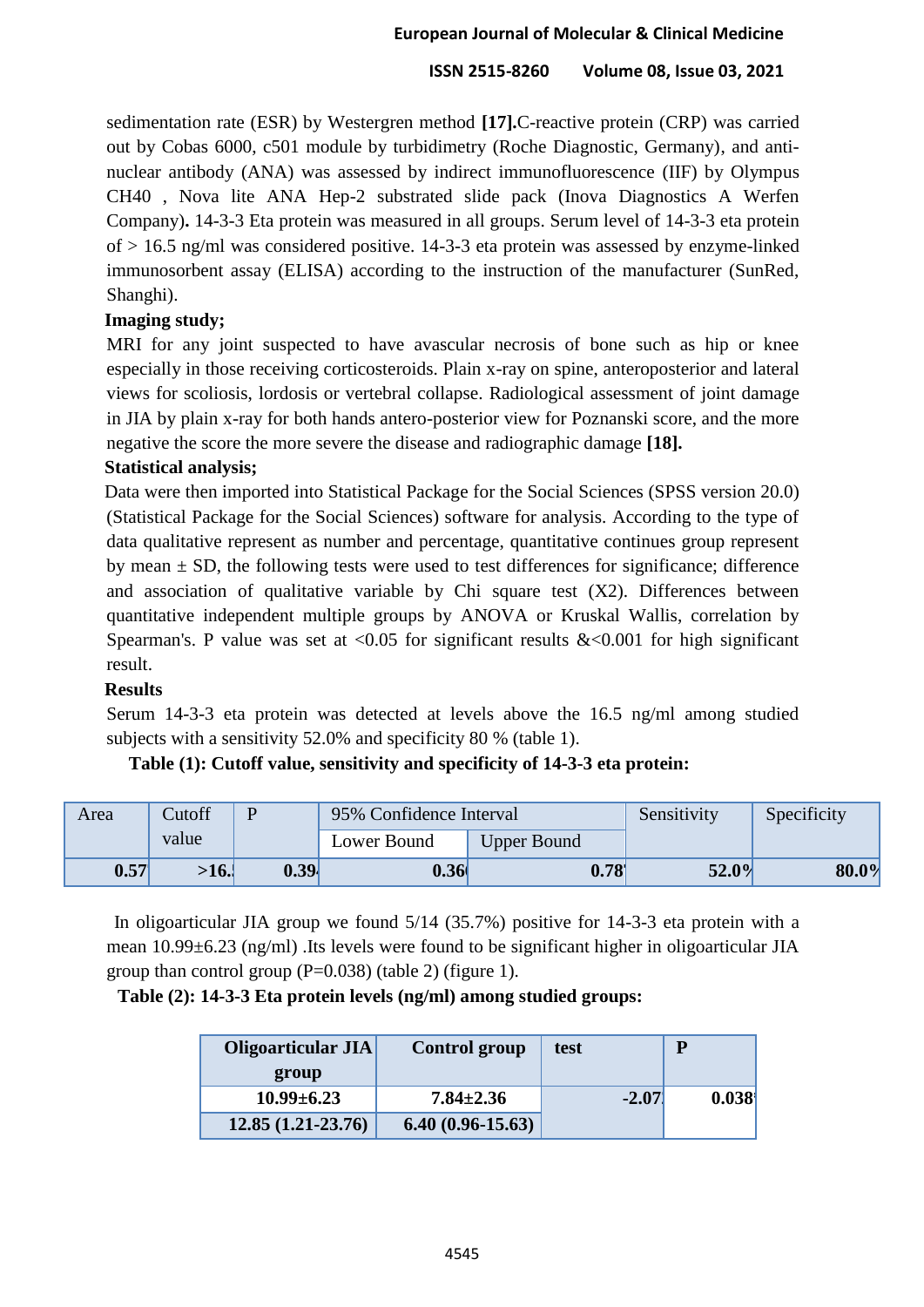sedimentation rate (ESR) by Westergren method **[17].** C-reactive protein (CRP) was carried out by Cobas 6000, c501 module by turbidimetry (Roche Diagnostic, Germany), and anti-nuclear antibody (ANA) was assessed by indirect immunofluorescence (IIF) by Olympus CH40 , Nova lite ANA Hep-2 substrated slide pack (Inova Diagnostics A Werfen Company)**.** 14-3-3 Eta protein was measured in all groups. Serum level of 14-3-3 eta protein of > 16.5 ng/ml was considered positive. 14-3-3 eta protein was assessed by enzyme-linked immunosorbent assay (ELISA) according to the instruction of the manufacturer (SunRed, Shanghi).

**Imaging study;**

MRI for any joint suspected to have avascular necrosis of bone such as hip or knee especially in those receiving corticosteroids. Plain x-ray on spine, anteroposterior and lateral views for scoliosis, lordosis or vertebral collapse. Radiological assessment of joint damage in JIA by plain x-ray for both hands antero-posterior view for Poznanski score, and the more negative the score the more severe the disease and radiographic damage **[18].**

**Statistical analysis;**

Data were then imported into Statistical Package for the Social Sciences (SPSS version 20.0) (Statistical Package for the Social Sciences) software for analysis. According to the type of data qualitative represent as number and percentage, quantitative continues group represent by mean ± SD, the following tests were used to test differences for significance; difference and association of qualitative variable by Chi square test (X2). Differences between quantitative independent multiple groups by ANOVA or Kruskal Wallis, correlation by Spearman's. P value was set at <0.05 for significant results &<0.001 for high significant result.

**Results**

Serum 14-3-3 eta protein was detected at levels above the 16.5 ng/ml among studied subjects with a sensitivity 52.0% and specificity 80 % (table 1).

**Table (1): Cutoff value, sensitivity and specificity of 14-3-3 eta protein:**

| Area | Cutoff value | P | 95% Confidence Interval | | Sensitivity | Specificity |
|---|---|---|---|---|---|---|
| | | | Lower Bound | Upper Bound | | |
| **0.57** | **>16.** | **0.39** | **0.36** | **0.78** | **52.0%** | **80.0%** |

In oligoarticular JIA group we found 5/14 (35.7%) positive for 14-3-3 eta protein with a mean 10.99±6.23 (ng/ml) .Its levels were found to be significant higher in oligoarticular JIA group than control group (P=0.038) (table 2) (figure 1).

**Table (2): 14-3-3 Eta protein levels (ng/ml) among studied groups:**

| Oligoarticular JIA group | Control group | test | P |
|---|---|---|---|
| **10.99±6.23** | **7.84±2.36** | **-2.07** | **0.038** |
| **12.85 (1.21-23.76)** | **6.40 (0.96-15.63)** | | |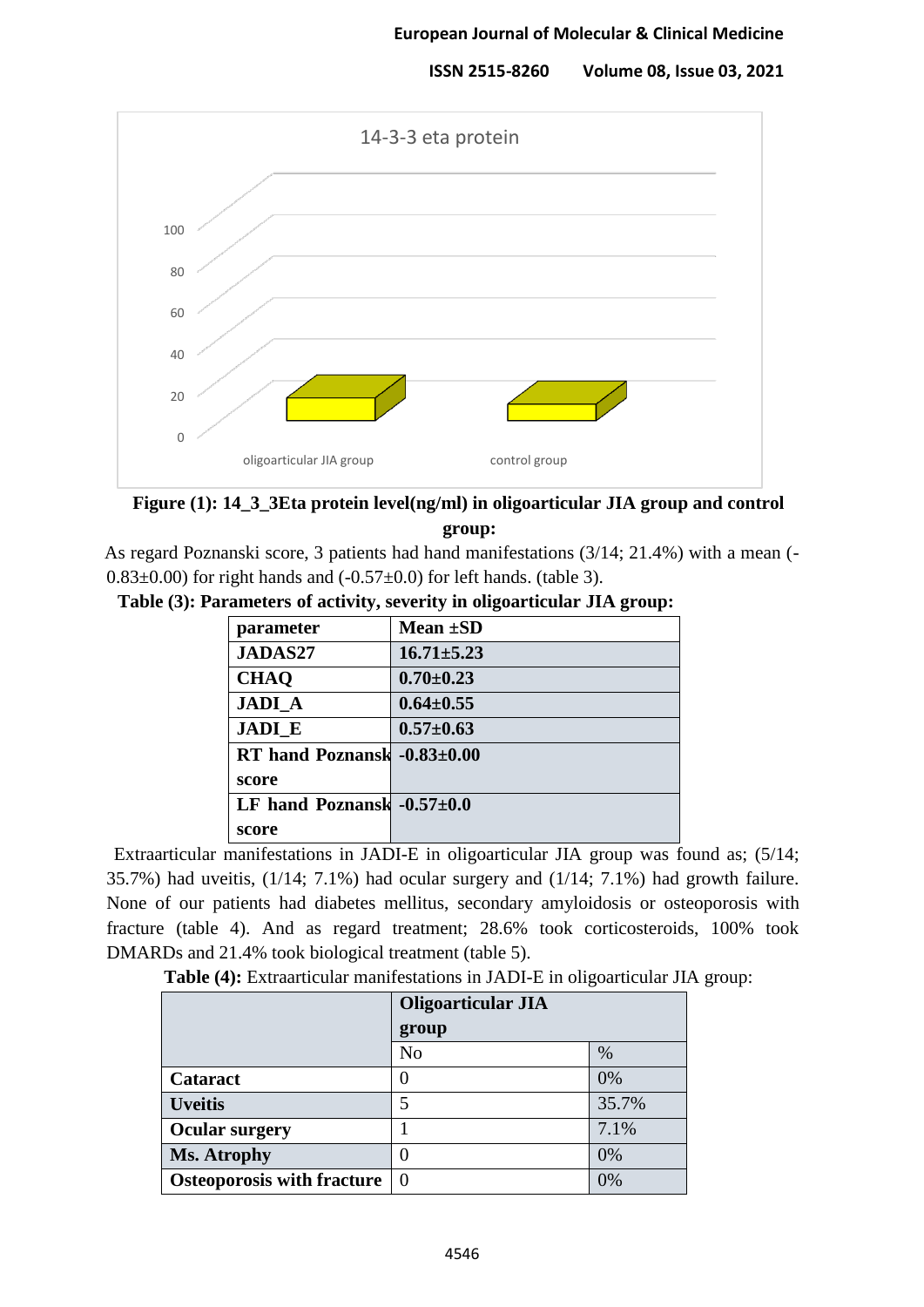**Figure (1): 14_3_3Eta protein level(ng/ml) in oligoarticular JIA group and control group:**

As regard Poznanski score, 3 patients had hand manifestations (3/14; 21.4%) with a mean (-0.83±0.00) for right hands and (-0.57±0.0) for left hands. (table 3).

**Table (3): Parameters of activity, severity in oligoarticular JIA group:**

| parameter | Mean ±SD |
|---|---|
| **JADAS27** | **16.71±5.23** |
| **CHAQ** | **0.70±0.23** |
| **JADI_A** | **0.64±0.55** |
| **JADI_E** | **0.57±0.63** |
| **RT hand Poznanski score** | **-0.83±0.00** |
| **LF hand Poznanski score** | **-0.57±0.0** |

Extraarticular manifestations in JADI-E in oligoarticular JIA group was found as; (5/14; 35.7%) had uveitis, (1/14; 7.1%) had ocular surgery and (1/14; 7.1%) had growth failure. None of our patients had diabetes mellitus, secondary amyloidosis or osteoporosis with fracture (table 4). And as regard treatment; 28.6% took corticosteroids, 100% took DMARDs and 21.4% took biological treatment (table 5).

**Table (4):** Extraarticular manifestations in JADI-E in oligoarticular JIA group:

| | **Oligoarticular JIA group** | |
|---|---|---|
| | No | % |
| **Cataract** | 0 | 0% |
| **Uveitis** | 5 | 35.7% |
| **Ocular surgery** | 1 | 7.1% |
| **Ms. Atrophy** | 0 | 0% |
| **Osteoporosis with fracture** | 0 | 0% |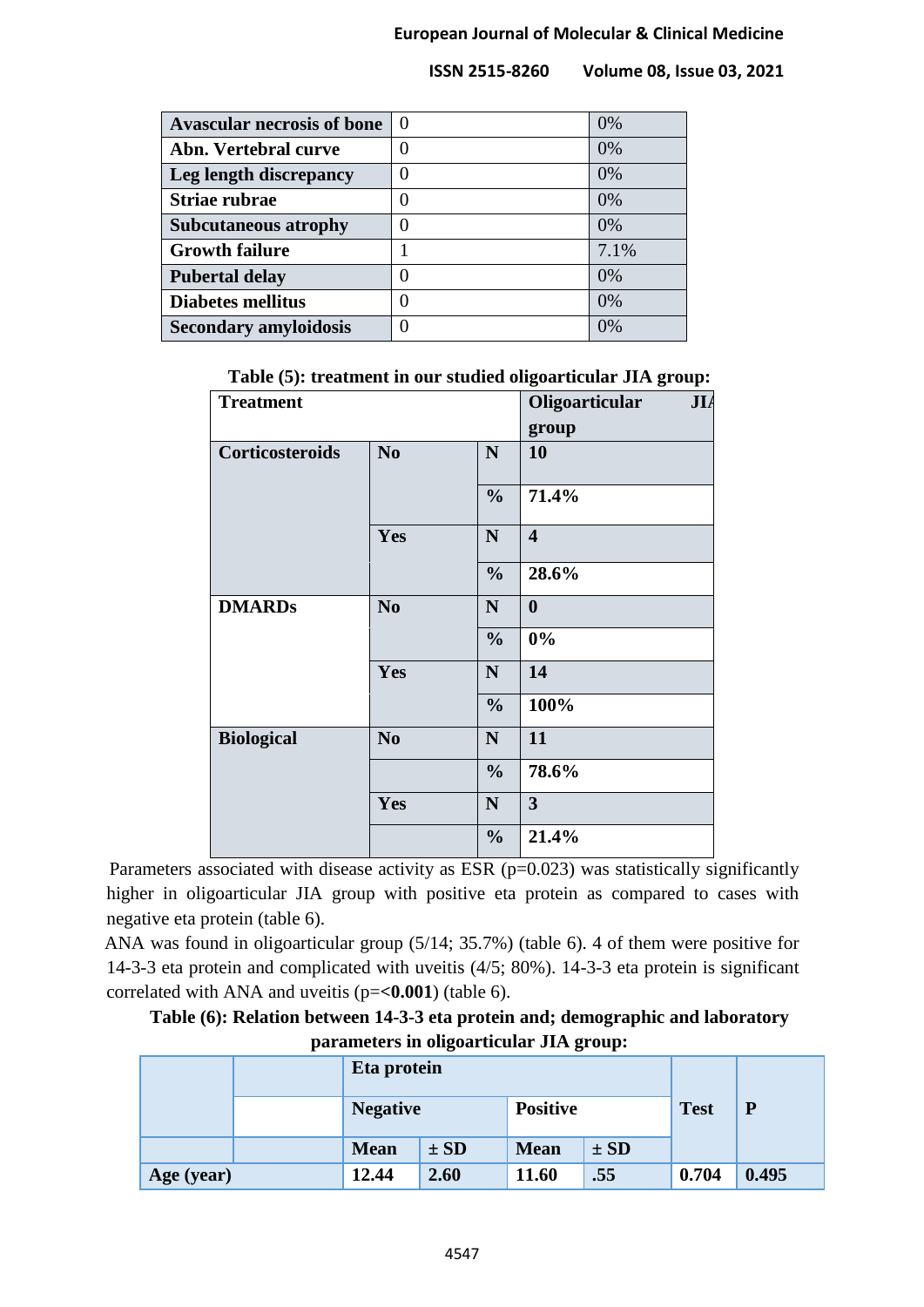| | | |
|---|---|---|
| **Avascular necrosis of bone** | 0 | 0% |
| **Abn. Vertebral curve** | 0 | 0% |
| **Leg length discrepancy** | 0 | 0% |
| **Striae rubrae** | 0 | 0% |
| **Subcutaneous atrophy** | 0 | 0% |
| **Growth failure** | 1 | 7.1% |
| **Pubertal delay** | 0 | 0% |
| **Diabetes mellitus** | 0 | 0% |
| **Secondary amyloidosis** | 0 | 0% |

**Table (5): treatment in our studied oligoarticular JIA group:**

| **Treatment** | | | **Oligoarticular JIA group** |
|---|---|---|---|
| **Corticosteroids** | **No** | **N** | **10** |
| | | **%** | **71.4%** |
| | **Yes** | **N** | **4** |
| | | **%** | **28.6%** |
| **DMARDs** | **No** | **N** | **0** |
| | | **%** | **0%** |
| | **Yes** | **N** | **14** |
| | | **%** | **100%** |
| **Biological** | **No** | **N** | **11** |
| | | **%** | **78.6%** |
| | **Yes** | **N** | **3** |
| | | **%** | **21.4%** |

Parameters associated with disease activity as ESR (p=0.023) was statistically significantly higher in oligoarticular JIA group with positive eta protein as compared to cases with negative eta protein (table 6).

ANA was found in oligoarticular group (5/14; 35.7%) (table 6). 4 of them were positive for 14-3-3 eta protein and complicated with uveitis (4/5; 80%). 14-3-3 eta protein is significant correlated with ANA and uveitis (p=**<0.001**) (table 6).

**Table (6): Relation between 14-3-3 eta protein and; demographic and laboratory parameters in oligoarticular JIA group:**

| | | **Eta protein** | | | | **Test** | **P** |
|---|---|---|---|---|---|---|---|
| | | **Negative** | | **Positive** | | | |
| | | **Mean** | **± SD** | **Mean** | **± SD** | | |
| **Age (year)** | | **12.44** | **2.60** | **11.60** | **.55** | **0.704** | **0.495** |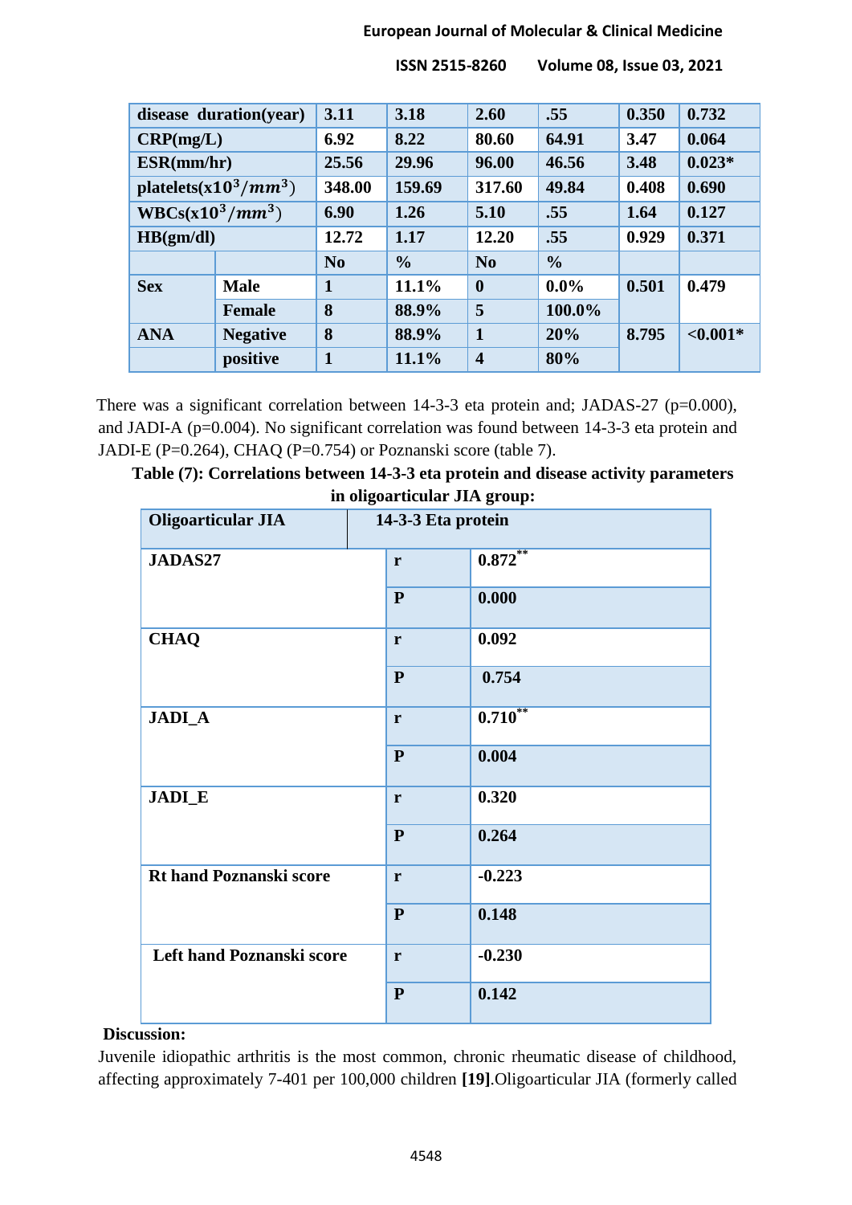| | | | | | | | |
|---|---|---|---|---|---|---|---|
| disease duration(year) | | 3.11 | 3.18 | 2.60 | .55 | 0.350 | 0.732 |
| CRP(mg/L) | | 6.92 | 8.22 | 80.60 | 64.91 | 3.47 | 0.064 |
| ESR(mm/hr) | | 25.56 | 29.96 | 96.00 | 46.56 | 3.48 | 0.023* |
| platelets($x10^3/mm^3$) | | 348.00 | 159.69 | 317.60 | 49.84 | 0.408 | 0.690 |
| WBCs($x10^3/mm^3$) | | 6.90 | 1.26 | 5.10 | .55 | 1.64 | 0.127 |
| HB(gm/dl) | | 12.72 | 1.17 | 12.20 | .55 | 0.929 | 0.371 |
| | | No | % | No | % | | |
| Sex | Male | 1 | 11.1% | 0 | 0.0% | 0.501 | 0.479 |
| | Female | 8 | 88.9% | 5 | 100.0% | | |
| ANA | Negative | 8 | 88.9% | 1 | 20% | 8.795 | <0.001* |
| | positive | 1 | 11.1% | 4 | 80% | | |

There was a significant correlation between 14-3-3 eta protein and; JADAS-27 (p=0.000), and JADI-A (p=0.004). No significant correlation was found between 14-3-3 eta protein and JADI-E (P=0.264), CHAQ (P=0.754) or Poznanski score (table 7).

**Table (7): Correlations between 14-3-3 eta protein and disease activity parameters in oligoarticular JIA group:**

| Oligoarticular JIA | 14-3-3 Eta protein | |
|---|---|---|
| JADAS27 | r | 0.872** |
| | P | 0.000 |
| CHAQ | r | 0.092 |
| | P | 0.754 |
| JADI_A | r | 0.710** |
| | P | 0.004 |
| JADI_E | r | 0.320 |
| | P | 0.264 |
| Rt hand Poznanski score | r | -0.223 |
| | P | 0.148 |
| Left hand Poznanski score | r | -0.230 |
| | P | 0.142 |

**Discussion:**

Juvenile idiopathic arthritis is the most common, chronic rheumatic disease of childhood, affecting approximately 7-401 per 100,000 children **[19]**.Oligoarticular JIA (formerly called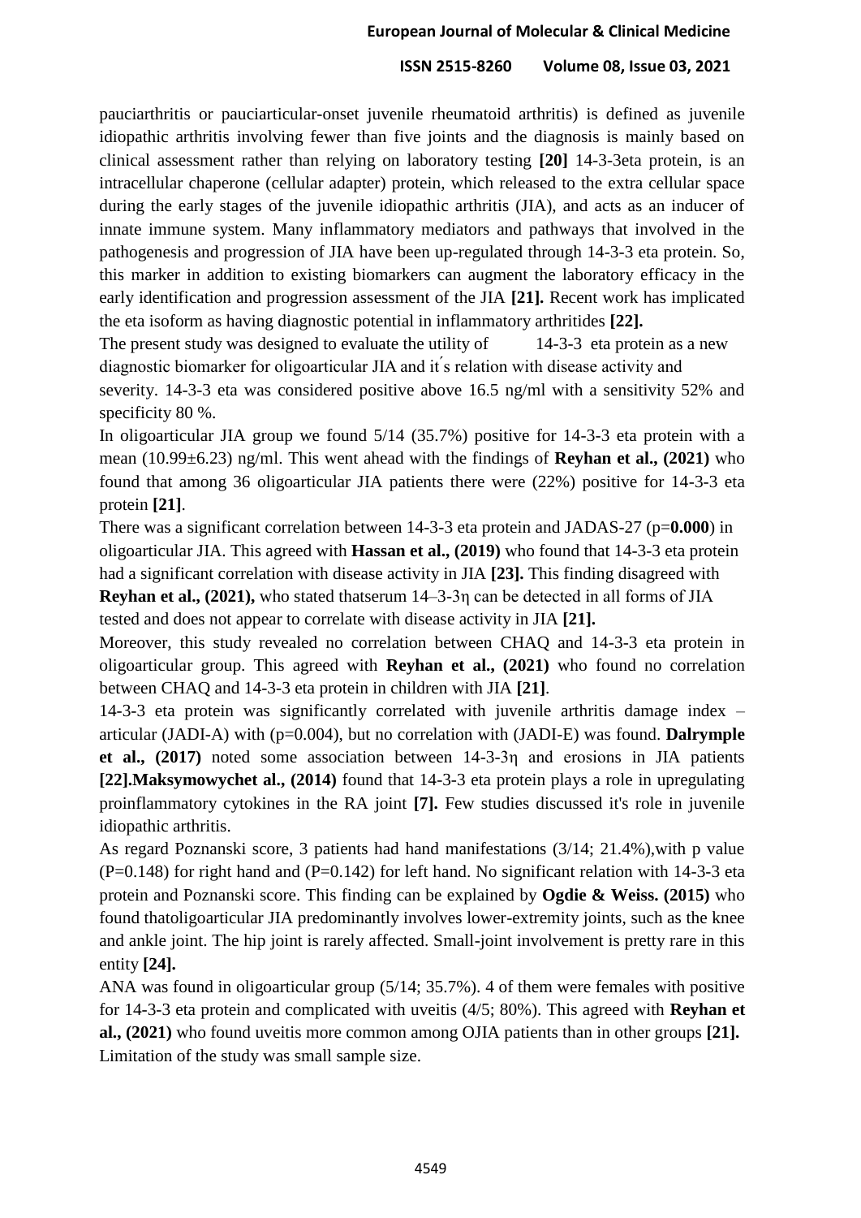pauciarthritis or pauciarticular-onset juvenile rheumatoid arthritis) is defined as juvenile idiopathic arthritis involving fewer than five joints and the diagnosis is mainly based on clinical assessment rather than relying on laboratory testing **[20]** 14-3-3eta protein, is an intracellular chaperone (cellular adapter) protein, which released to the extra cellular space during the early stages of the juvenile idiopathic arthritis (JIA), and acts as an inducer of innate immune system. Many inflammatory mediators and pathways that involved in the pathogenesis and progression of JIA have been up-regulated through 14-3-3 eta protein. So, this marker in addition to existing biomarkers can augment the laboratory efficacy in the early identification and progression assessment of the JIA **[21].** Recent work has implicated the eta isoform as having diagnostic potential in inflammatory arthritides **[22].**

The present study was designed to evaluate the utility of 14-3-3 eta protein as a new diagnostic biomarker for oligoarticular JIA and it ́s relation with disease activity and severity. 14-3-3 eta was considered positive above 16.5 ng/ml with a sensitivity 52% and specificity 80 %.

In oligoarticular JIA group we found 5/14 (35.7%) positive for 14-3-3 eta protein with a mean (10.99±6.23) ng/ml. This went ahead with the findings of **Reyhan et al., (2021)** who found that among 36 oligoarticular JIA patients there were (22%) positive for 14-3-3 eta protein **[21]**.

There was a significant correlation between 14-3-3 eta protein and JADAS-27 (p=**0.000**) in oligoarticular JIA. This agreed with **Hassan et al., (2019)** who found that 14-3-3 eta protein had a significant correlation with disease activity in JIA **[23].** This finding disagreed with **Reyhan et al., (2021),** who stated thatserum 14–3-3η can be detected in all forms of JIA tested and does not appear to correlate with disease activity in JIA **[21].**

Moreover, this study revealed no correlation between CHAQ and 14-3-3 eta protein in oligoarticular group. This agreed with **Reyhan et al., (2021)** who found no correlation between CHAQ and 14-3-3 eta protein in children with JIA **[21]**.

14-3-3 eta protein was significantly correlated with juvenile arthritis damage index – articular (JADI-A) with (p=0.004), but no correlation with (JADI-E) was found. **Dalrymple et al., (2017)** noted some association between 14-3-3η and erosions in JIA patients **[22].Maksymowychet al., (2014)** found that 14-3-3 eta protein plays a role in upregulating proinflammatory cytokines in the RA joint **[7].** Few studies discussed it's role in juvenile idiopathic arthritis.

As regard Poznanski score, 3 patients had hand manifestations (3/14; 21.4%),with p value (P=0.148) for right hand and (P=0.142) for left hand. No significant relation with 14-3-3 eta protein and Poznanski score. This finding can be explained by **Ogdie & Weiss. (2015)** who found thatoligoarticular JIA predominantly involves lower-extremity joints, such as the knee and ankle joint. The hip joint is rarely affected. Small-joint involvement is pretty rare in this entity **[24].**

ANA was found in oligoarticular group (5/14; 35.7%). 4 of them were females with positive for 14-3-3 eta protein and complicated with uveitis (4/5; 80%). This agreed with **Reyhan et al., (2021)** who found uveitis more common among OJIA patients than in other groups **[21].**

Limitation of the study was small sample size.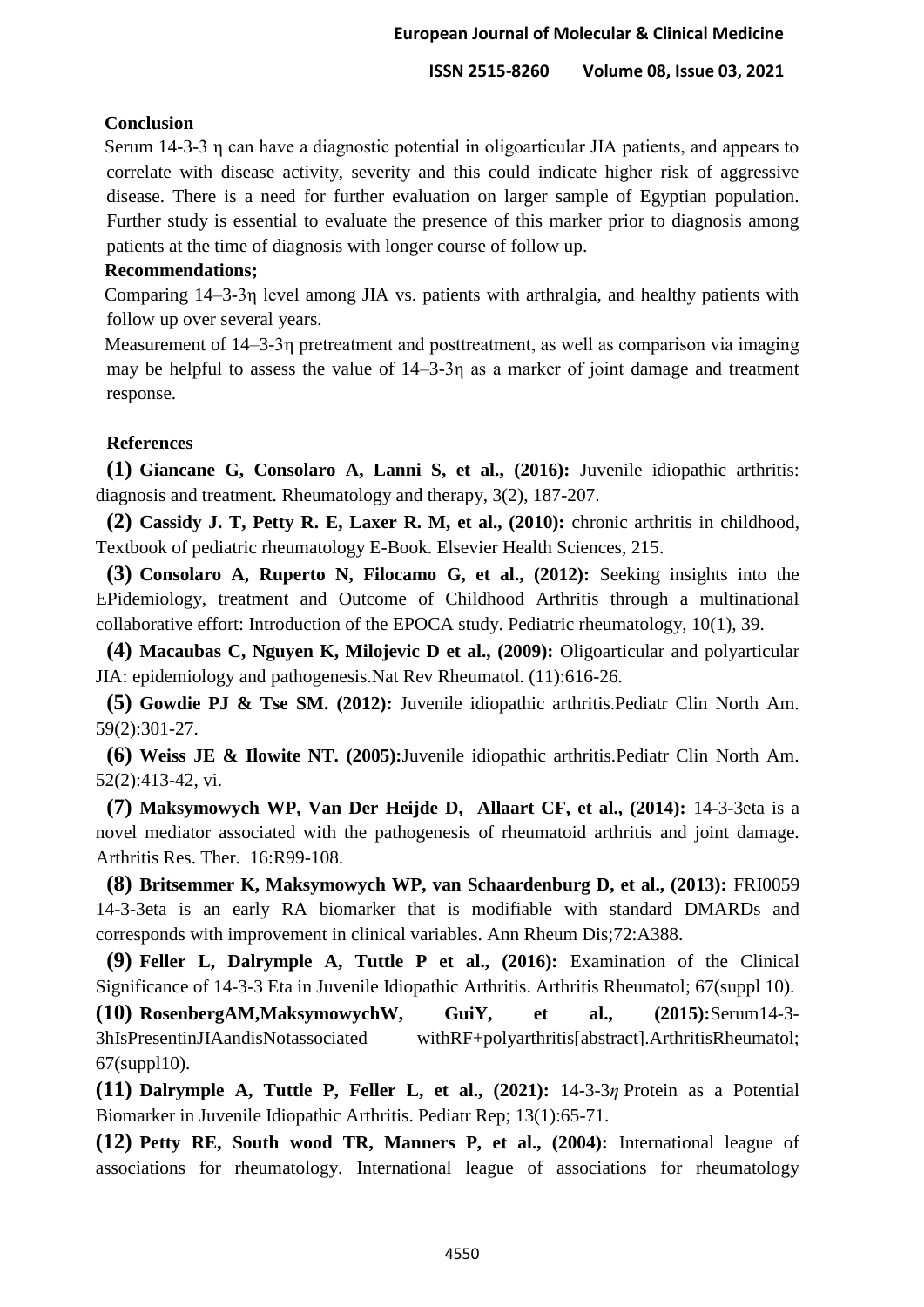## Conclusion

Serum 14-3-3 η can have a diagnostic potential in oligoarticular JIA patients, and appears to correlate with disease activity, severity and this could indicate higher risk of aggressive disease. There is a need for further evaluation on larger sample of Egyptian population. Further study is essential to evaluate the presence of this marker prior to diagnosis among patients at the time of diagnosis with longer course of follow up.

## Recommendations;

Comparing 14–3-3η level among JIA vs. patients with arthralgia, and healthy patients with follow up over several years.

Measurement of 14–3-3η pretreatment and posttreatment, as well as comparison via imaging may be helpful to assess the value of 14–3-3η as a marker of joint damage and treatment response.

## References

**(1) Giancane G, Consolaro A, Lanni S, et al., (2016):** Juvenile idiopathic arthritis: diagnosis and treatment. Rheumatology and therapy, 3(2), 187-207.

**(2) Cassidy J. T, Petty R. E, Laxer R. M, et al., (2010):** chronic arthritis in childhood, Textbook of pediatric rheumatology E-Book. Elsevier Health Sciences, 215.

**(3) Consolaro A, Ruperto N, Filocamo G, et al., (2012):** Seeking insights into the EPidemiology, treatment and Outcome of Childhood Arthritis through a multinational collaborative effort: Introduction of the EPOCA study. Pediatric rheumatology, 10(1), 39.

**(4) Macaubas C, Nguyen K, Milojevic D et al., (2009):** Oligoarticular and polyarticular JIA: epidemiology and pathogenesis.Nat Rev Rheumatol. (11):616-26.

**(5) Gowdie PJ & Tse SM. (2012):** Juvenile idiopathic arthritis.Pediatr Clin North Am. 59(2):301-27.

**(6) Weiss JE & Ilowite NT. (2005):**Juvenile idiopathic arthritis.Pediatr Clin North Am. 52(2):413-42, vi.

**(7) Maksymowych WP, Van Der Heijde D, Allaart CF, et al., (2014):** 14-3-3eta is a novel mediator associated with the pathogenesis of rheumatoid arthritis and joint damage. Arthritis Res. Ther. 16:R99-108.

**(8) Britsemmer K, Maksymowych WP, van Schaardenburg D, et al., (2013):** FRI0059 14-3-3eta is an early RA biomarker that is modifiable with standard DMARDs and corresponds with improvement in clinical variables. Ann Rheum Dis;72:A388.

**(9) Feller L, Dalrymple A, Tuttle P et al., (2016):** Examination of the Clinical Significance of 14-3-3 Eta in Juvenile Idiopathic Arthritis. Arthritis Rheumatol; 67(suppl 10).

**(10) RosenbergAM,MaksymowychW, GuiY, et al., (2015):**Serum14-3-3hIsPresentinJIAandisNotassociated withRF+polyarthritis[abstract].ArthritisRheumatol; 67(suppl10).

**(11) Dalrymple A, Tuttle P, Feller L, et al., (2021):** 14-3-3*η* Protein as a Potential Biomarker in Juvenile Idiopathic Arthritis. Pediatr Rep; 13(1):65-71.

**(12) Petty RE, South wood TR, Manners P, et al., (2004):** International league of associations for rheumatology. International league of associations for rheumatology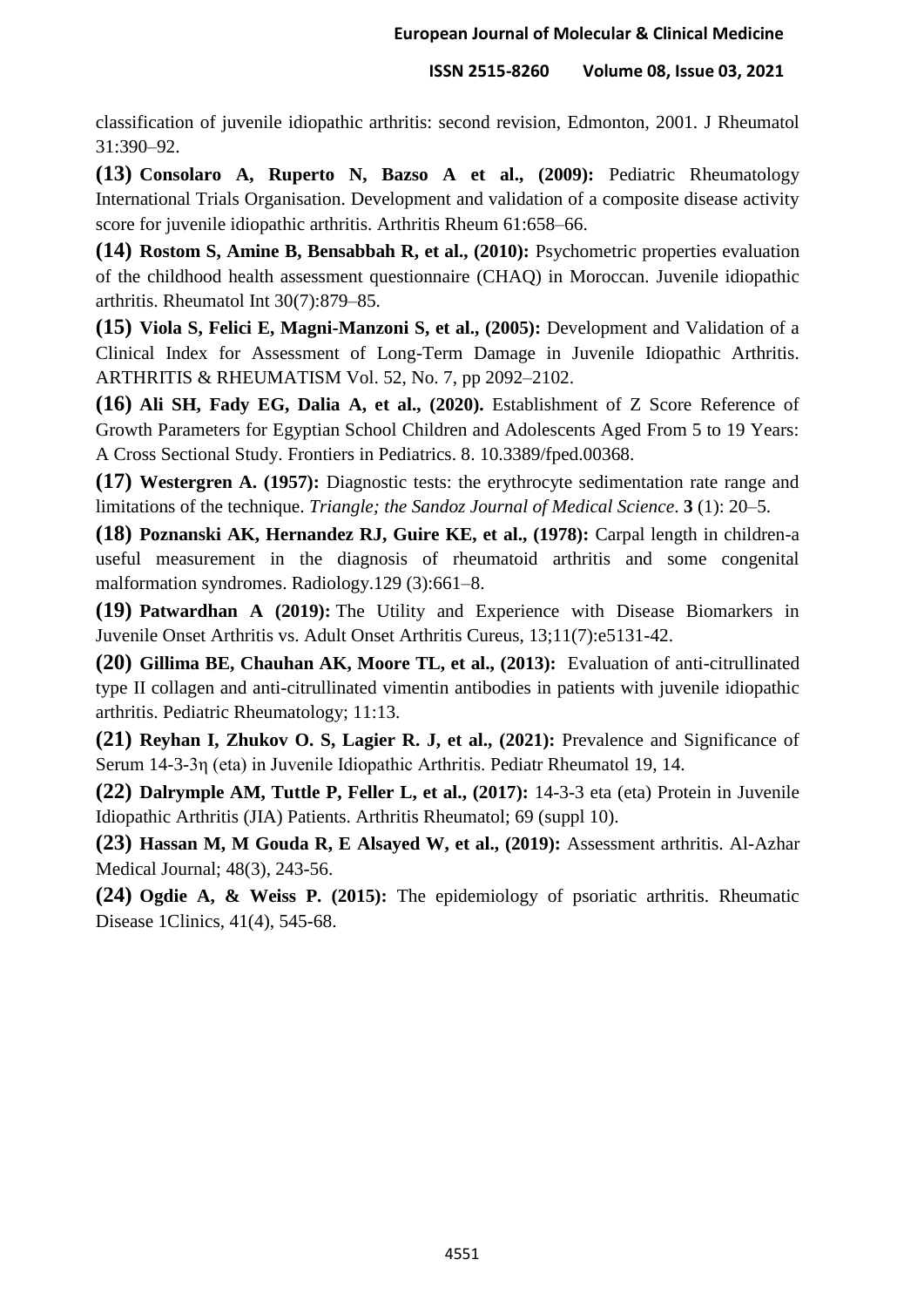classification of juvenile idiopathic arthritis: second revision, Edmonton, 2001. J Rheumatol 31:390–92.

**(13) Consolaro A, Ruperto N, Bazso A et al., (2009):** Pediatric Rheumatology International Trials Organisation. Development and validation of a composite disease activity score for juvenile idiopathic arthritis. Arthritis Rheum 61:658–66.

**(14) Rostom S, Amine B, Bensabbah R, et al., (2010):** Psychometric properties evaluation of the childhood health assessment questionnaire (CHAQ) in Moroccan. Juvenile idiopathic arthritis. Rheumatol Int 30(7):879–85.

**(15) Viola S, Felici E, Magni-Manzoni S, et al., (2005):** Development and Validation of a Clinical Index for Assessment of Long-Term Damage in Juvenile Idiopathic Arthritis. ARTHRITIS & RHEUMATISM Vol. 52, No. 7, pp 2092–2102.

**(16) Ali SH, Fady EG, Dalia A, et al., (2020).** Establishment of Z Score Reference of Growth Parameters for Egyptian School Children and Adolescents Aged From 5 to 19 Years: A Cross Sectional Study. Frontiers in Pediatrics. 8. 10.3389/fped.00368.

**(17) Westergren A. (1957):** Diagnostic tests: the erythrocyte sedimentation rate range and limitations of the technique. *Triangle; the Sandoz Journal of Medical Science*. **3** (1): 20–5.

**(18) Poznanski AK, Hernandez RJ, Guire KE, et al., (1978):** Carpal length in children-a useful measurement in the diagnosis of rheumatoid arthritis and some congenital malformation syndromes. Radiology.129 (3):661–8.

**(19) Patwardhan A (2019):** The Utility and Experience with Disease Biomarkers in Juvenile Onset Arthritis vs. Adult Onset Arthritis Cureus, 13;11(7):e5131-42.

**(20) Gillima BE, Chauhan AK, Moore TL, et al., (2013):** Evaluation of anti-citrullinated type II collagen and anti-citrullinated vimentin antibodies in patients with juvenile idiopathic arthritis. Pediatric Rheumatology; 11:13.

**(21) Reyhan I, Zhukov O. S, Lagier R. J, et al., (2021):** Prevalence and Significance of Serum 14-3-3η (eta) in Juvenile Idiopathic Arthritis. Pediatr Rheumatol 19, 14.

**(22) Dalrymple AM, Tuttle P, Feller L, et al., (2017):** 14-3-3 eta (eta) Protein in Juvenile Idiopathic Arthritis (JIA) Patients. Arthritis Rheumatol; 69 (suppl 10).

**(23) Hassan M, M Gouda R, E Alsayed W, et al., (2019):** Assessment arthritis. Al-Azhar Medical Journal; 48(3), 243-56.

**(24) Ogdie A, & Weiss P. (2015):** The epidemiology of psoriatic arthritis. Rheumatic Disease 1Clinics, 41(4), 545-68.